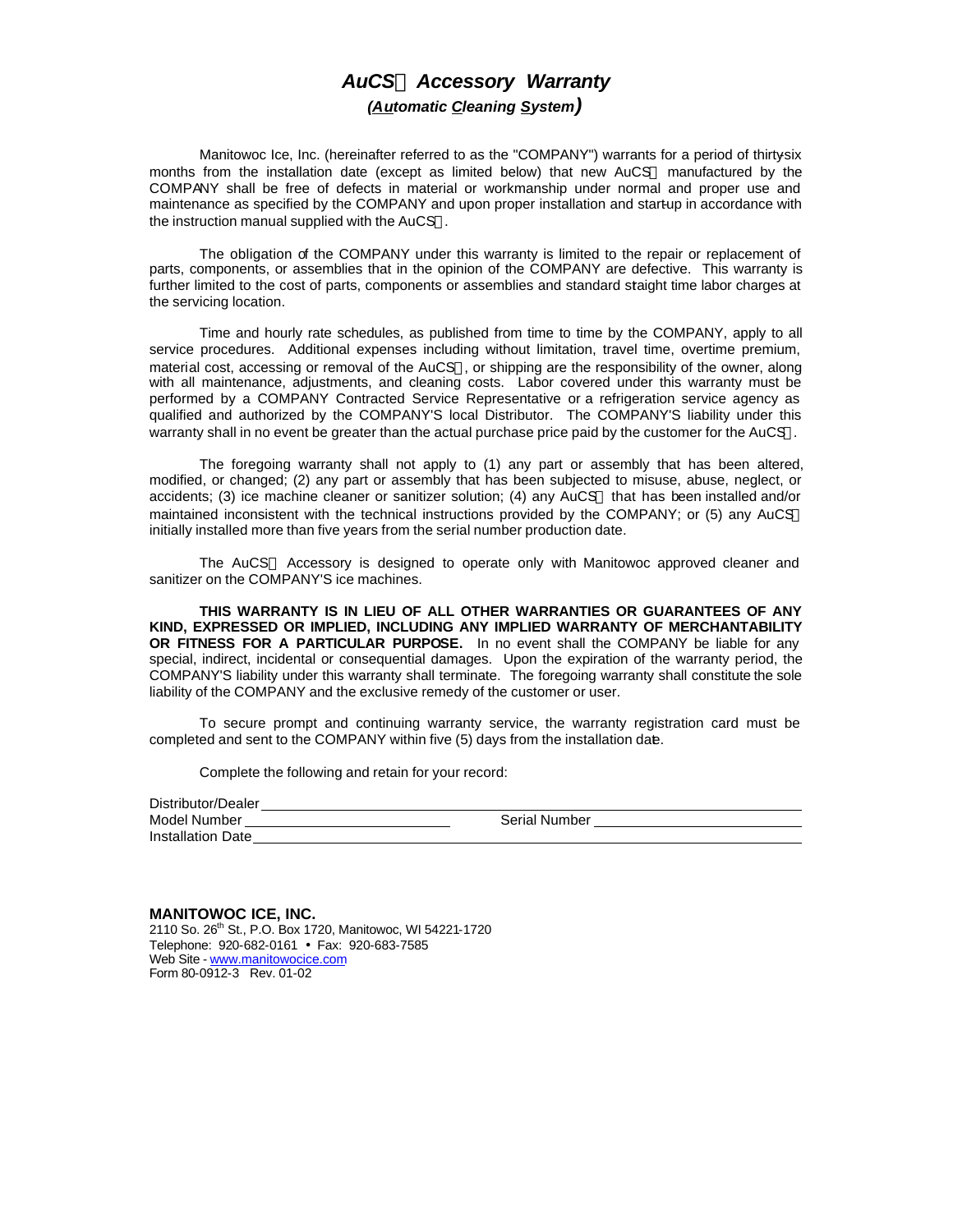# *AuCS Accessory Warranty*

***(<u>Au</u>tomatic <u>C</u>leaning <u>S</u>ystem)***

Manitowoc Ice, Inc. (hereinafter referred to as the "COMPANY") warrants for a period of thirty-six months from the installation date (except as limited below) that new AuCS manufactured by the COMPANY shall be free of defects in material or workmanship under normal and proper use and maintenance as specified by the COMPANY and upon proper installation and start-up in accordance with the instruction manual supplied with the AuCS.

The obligation of the COMPANY under this warranty is limited to the repair or replacement of parts, components, or assemblies that in the opinion of the COMPANY are defective. This warranty is further limited to the cost of parts, components or assemblies and standard straight time labor charges at the servicing location.

Time and hourly rate schedules, as published from time to time by the COMPANY, apply to all service procedures. Additional expenses including without limitation, travel time, overtime premium, material cost, accessing or removal of the AuCS, or shipping are the responsibility of the owner, along with all maintenance, adjustments, and cleaning costs. Labor covered under this warranty must be performed by a COMPANY Contracted Service Representative or a refrigeration service agency as qualified and authorized by the COMPANY'S local Distributor. The COMPANY'S liability under this warranty shall in no event be greater than the actual purchase price paid by the customer for the AuCS.

The foregoing warranty shall not apply to (1) any part or assembly that has been altered, modified, or changed; (2) any part or assembly that has been subjected to misuse, abuse, neglect, or accidents; (3) ice machine cleaner or sanitizer solution; (4) any AuCS that has been installed and/or maintained inconsistent with the technical instructions provided by the COMPANY; or (5) any AuCS initially installed more than five years from the serial number production date.

The AuCS Accessory is designed to operate only with Manitowoc approved cleaner and sanitizer on the COMPANY'S ice machines.

**THIS WARRANTY IS IN LIEU OF ALL OTHER WARRANTIES OR GUARANTEES OF ANY KIND, EXPRESSED OR IMPLIED, INCLUDING ANY IMPLIED WARRANTY OF MERCHANTABILITY OR FITNESS FOR A PARTICULAR PURPOSE.** In no event shall the COMPANY be liable for any special, indirect, incidental or consequential damages. Upon the expiration of the warranty period, the COMPANY'S liability under this warranty shall terminate. The foregoing warranty shall constitute the sole liability of the COMPANY and the exclusive remedy of the customer or user.

To secure prompt and continuing warranty service, the warranty registration card must be completed and sent to the COMPANY within five (5) days from the installation date.

Complete the following and retain for your record:

Distributor/Dealer ______________________________

Model Number ______________________ Serial Number ______________________

Installation Date ______________________________

**MANITOWOC ICE, INC.**
2110 So. 26th St., P.O. Box 1720, Manitowoc, WI 54221-1720
Telephone: 920-682-0161 • Fax: 920-683-7585
Web Site - www.manitowocice.com
Form 80-0912-3 Rev. 01-02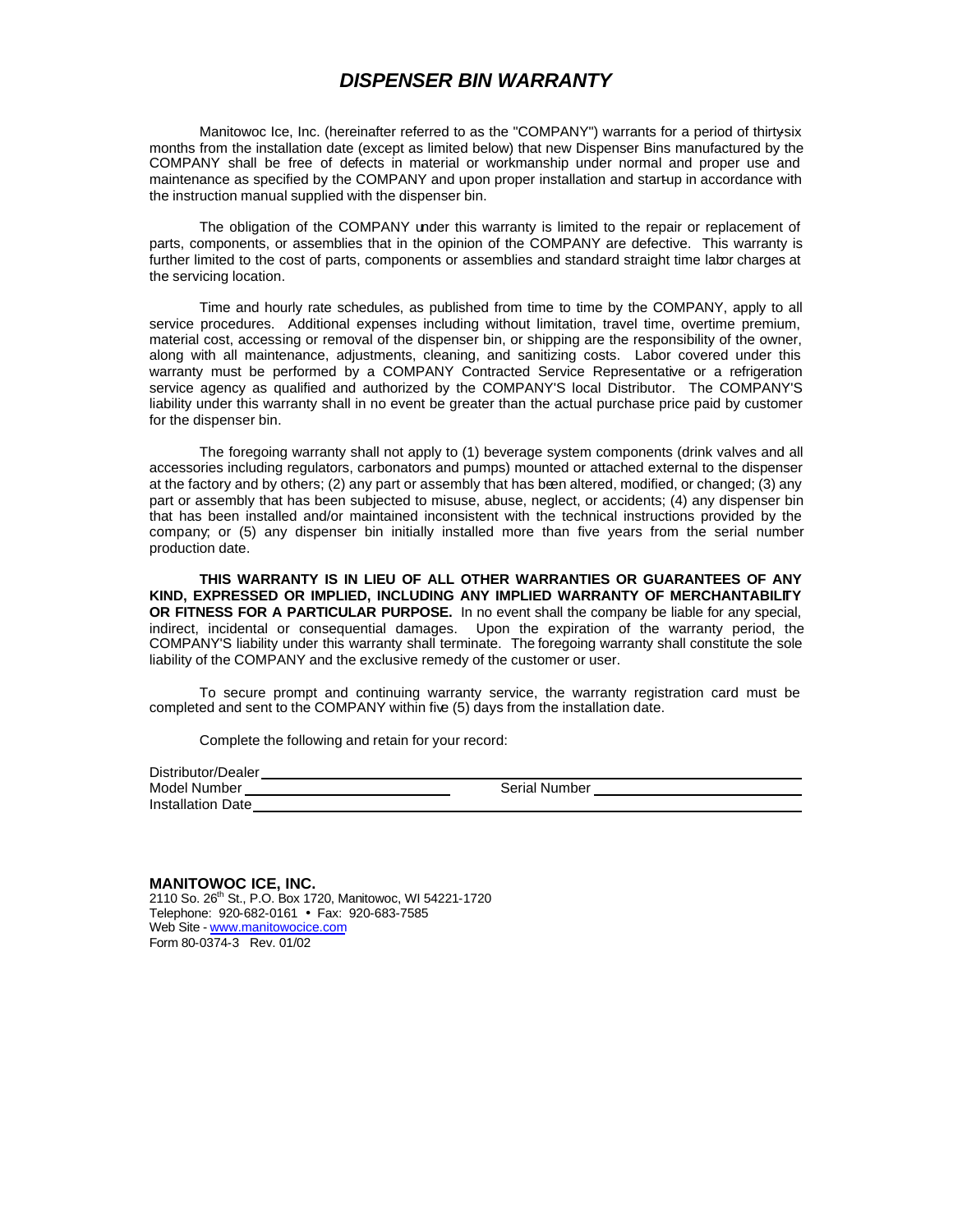# *DISPENSER BIN WARRANTY*

Manitowoc Ice, Inc. (hereinafter referred to as the "COMPANY") warrants for a period of thirty-six months from the installation date (except as limited below) that new Dispenser Bins manufactured by the COMPANY shall be free of defects in material or workmanship under normal and proper use and maintenance as specified by the COMPANY and upon proper installation and start-up in accordance with the instruction manual supplied with the dispenser bin.

The obligation of the COMPANY under this warranty is limited to the repair or replacement of parts, components, or assemblies that in the opinion of the COMPANY are defective. This warranty is further limited to the cost of parts, components or assemblies and standard straight time labor charges at the servicing location.

Time and hourly rate schedules, as published from time to time by the COMPANY, apply to all service procedures. Additional expenses including without limitation, travel time, overtime premium, material cost, accessing or removal of the dispenser bin, or shipping are the responsibility of the owner, along with all maintenance, adjustments, cleaning, and sanitizing costs. Labor covered under this warranty must be performed by a COMPANY Contracted Service Representative or a refrigeration service agency as qualified and authorized by the COMPANY'S local Distributor. The COMPANY'S liability under this warranty shall in no event be greater than the actual purchase price paid by customer for the dispenser bin.

The foregoing warranty shall not apply to (1) beverage system components (drink valves and all accessories including regulators, carbonators and pumps) mounted or attached external to the dispenser at the factory and by others; (2) any part or assembly that has been altered, modified, or changed; (3) any part or assembly that has been subjected to misuse, abuse, neglect, or accidents; (4) any dispenser bin that has been installed and/or maintained inconsistent with the technical instructions provided by the company; or (5) any dispenser bin initially installed more than five years from the serial number production date.

**THIS WARRANTY IS IN LIEU OF ALL OTHER WARRANTIES OR GUARANTEES OF ANY KIND, EXPRESSED OR IMPLIED, INCLUDING ANY IMPLIED WARRANTY OF MERCHANTABILITY OR FITNESS FOR A PARTICULAR PURPOSE.** In no event shall the company be liable for any special, indirect, incidental or consequential damages. Upon the expiration of the warranty period, the COMPANY'S liability under this warranty shall terminate. The foregoing warranty shall constitute the sole liability of the COMPANY and the exclusive remedy of the customer or user.

To secure prompt and continuing warranty service, the warranty registration card must be completed and sent to the COMPANY within five (5) days from the installation date.

Complete the following and retain for your record:

Distributor/Dealer ____________________________________________

Model Number ____________________ Serial Number ____________________

Installation Date ____________________________________________

**MANITOWOC ICE, INC.**
2110 So. 26th St., P.O. Box 1720, Manitowoc, WI 54221-1720
Telephone: 920-682-0161 • Fax: 920-683-7585
Web Site - www.manitowocice.com
Form 80-0374-3 Rev. 01/02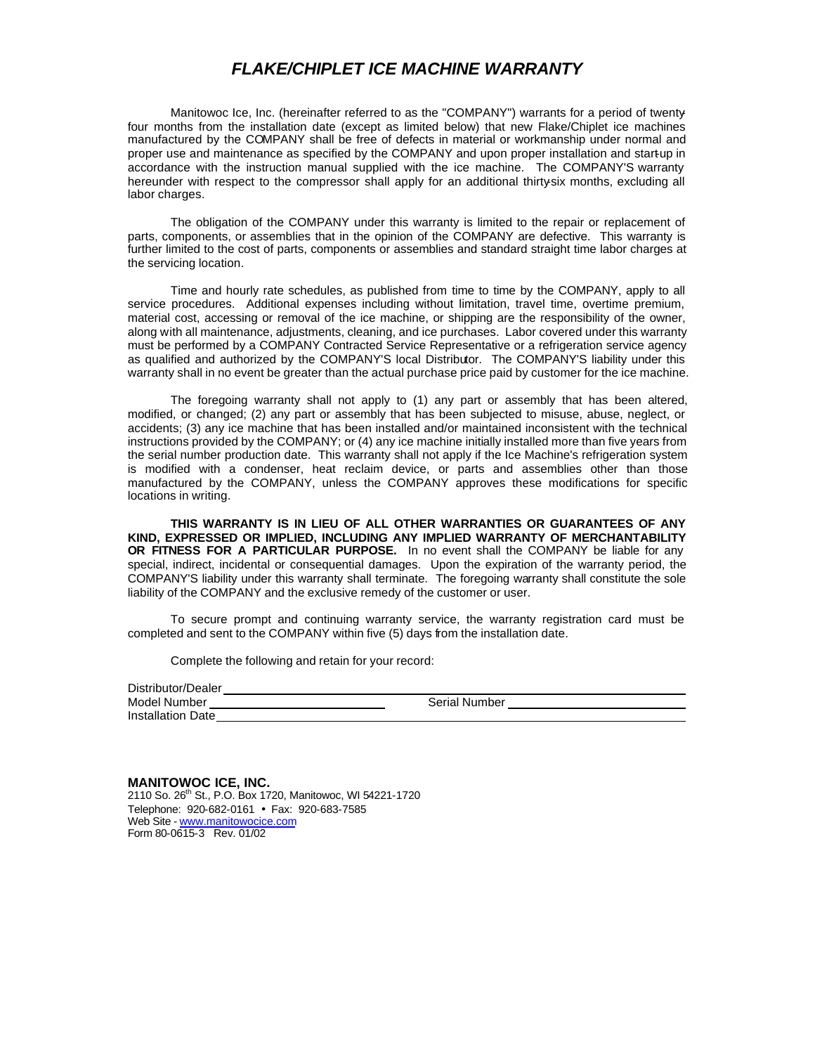# *FLAKE/CHIPLET ICE MACHINE WARRANTY*

Manitowoc Ice, Inc. (hereinafter referred to as the "COMPANY") warrants for a period of twenty-four months from the installation date (except as limited below) that new Flake/Chiplet ice machines manufactured by the COMPANY shall be free of defects in material or workmanship under normal and proper use and maintenance as specified by the COMPANY and upon proper installation and start-up in accordance with the instruction manual supplied with the ice machine. The COMPANY'S warranty hereunder with respect to the compressor shall apply for an additional thirty-six months, excluding all labor charges.

The obligation of the COMPANY under this warranty is limited to the repair or replacement of parts, components, or assemblies that in the opinion of the COMPANY are defective. This warranty is further limited to the cost of parts, components or assemblies and standard straight time labor charges at the servicing location.

Time and hourly rate schedules, as published from time to time by the COMPANY, apply to all service procedures. Additional expenses including without limitation, travel time, overtime premium, material cost, accessing or removal of the ice machine, or shipping are the responsibility of the owner, along with all maintenance, adjustments, cleaning, and ice purchases. Labor covered under this warranty must be performed by a COMPANY Contracted Service Representative or a refrigeration service agency as qualified and authorized by the COMPANY'S local Distributor. The COMPANY'S liability under this warranty shall in no event be greater than the actual purchase price paid by customer for the ice machine.

The foregoing warranty shall not apply to (1) any part or assembly that has been altered, modified, or changed; (2) any part or assembly that has been subjected to misuse, abuse, neglect, or accidents; (3) any ice machine that has been installed and/or maintained inconsistent with the technical instructions provided by the COMPANY; or (4) any ice machine initially installed more than five years from the serial number production date. This warranty shall not apply if the Ice Machine's refrigeration system is modified with a condenser, heat reclaim device, or parts and assemblies other than those manufactured by the COMPANY, unless the COMPANY approves these modifications for specific locations in writing.

**THIS WARRANTY IS IN LIEU OF ALL OTHER WARRANTIES OR GUARANTEES OF ANY KIND, EXPRESSED OR IMPLIED, INCLUDING ANY IMPLIED WARRANTY OF MERCHANTABILITY OR FITNESS FOR A PARTICULAR PURPOSE.** In no event shall the COMPANY be liable for any special, indirect, incidental or consequential damages. Upon the expiration of the warranty period, the COMPANY'S liability under this warranty shall terminate. The foregoing warranty shall constitute the sole liability of the COMPANY and the exclusive remedy of the customer or user.

To secure prompt and continuing warranty service, the warranty registration card must be completed and sent to the COMPANY within five (5) days from the installation date.

Complete the following and retain for your record:

Distributor/Dealer ______________________________

Model Number ______________________ Serial Number ______________________

Installation Date ______________________________

**MANITOWOC ICE, INC.**
2110 So. 26th St., P.O. Box 1720, Manitowoc, WI 54221-1720
Telephone: 920-682-0161 • Fax: 920-683-7585
Web Site - www.manitowocice.com
Form 80-0615-3 Rev. 01/02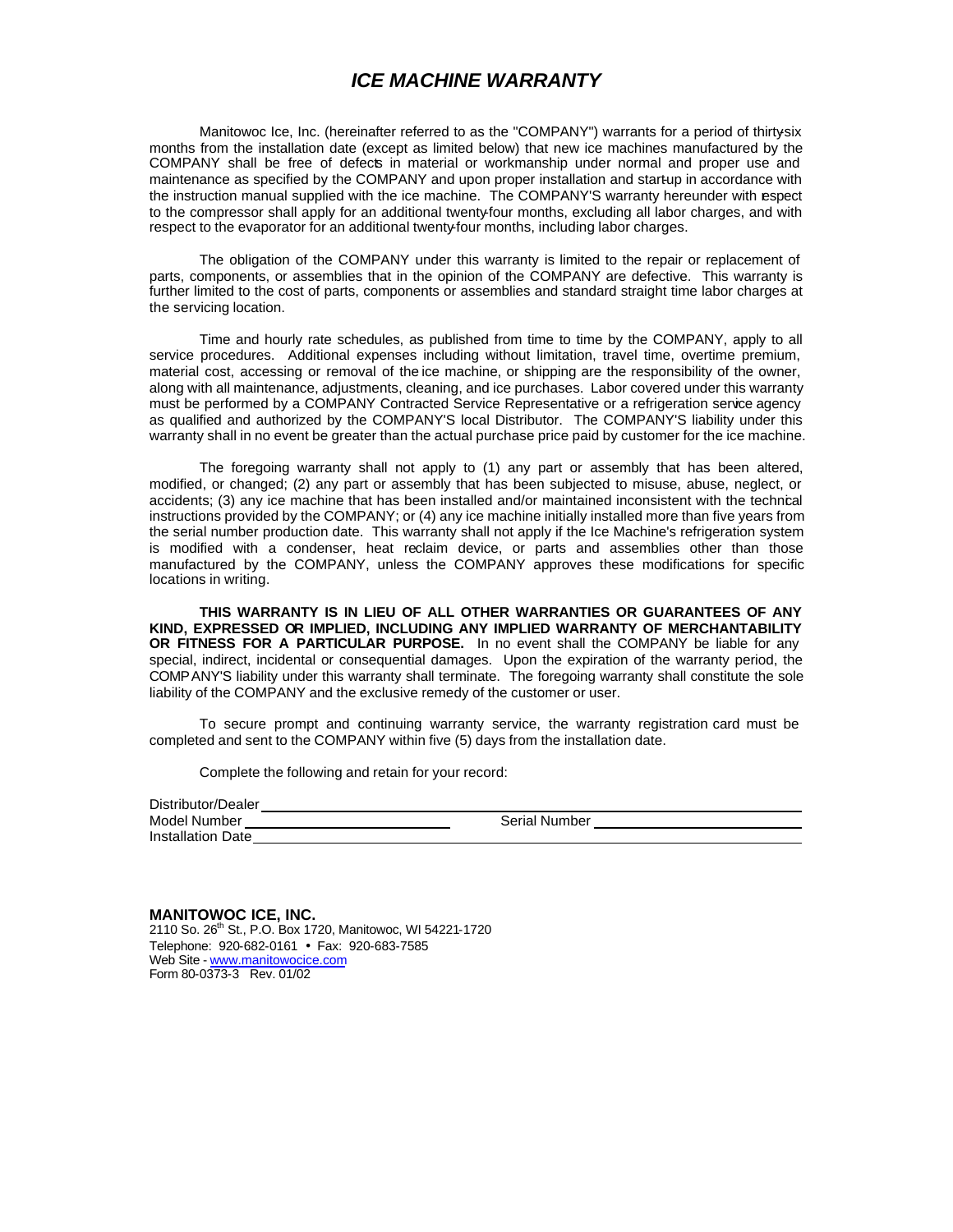# *ICE MACHINE WARRANTY*

Manitowoc Ice, Inc. (hereinafter referred to as the "COMPANY") warrants for a period of thirty-six months from the installation date (except as limited below) that new ice machines manufactured by the COMPANY shall be free of defects in material or workmanship under normal and proper use and maintenance as specified by the COMPANY and upon proper installation and start-up in accordance with the instruction manual supplied with the ice machine. The COMPANY'S warranty hereunder with respect to the compressor shall apply for an additional twenty-four months, excluding all labor charges, and with respect to the evaporator for an additional twenty-four months, including labor charges.

The obligation of the COMPANY under this warranty is limited to the repair or replacement of parts, components, or assemblies that in the opinion of the COMPANY are defective. This warranty is further limited to the cost of parts, components or assemblies and standard straight time labor charges at the servicing location.

Time and hourly rate schedules, as published from time to time by the COMPANY, apply to all service procedures. Additional expenses including without limitation, travel time, overtime premium, material cost, accessing or removal of the ice machine, or shipping are the responsibility of the owner, along with all maintenance, adjustments, cleaning, and ice purchases. Labor covered under this warranty must be performed by a COMPANY Contracted Service Representative or a refrigeration service agency as qualified and authorized by the COMPANY'S local Distributor. The COMPANY'S liability under this warranty shall in no event be greater than the actual purchase price paid by customer for the ice machine.

The foregoing warranty shall not apply to (1) any part or assembly that has been altered, modified, or changed; (2) any part or assembly that has been subjected to misuse, abuse, neglect, or accidents; (3) any ice machine that has been installed and/or maintained inconsistent with the technical instructions provided by the COMPANY; or (4) any ice machine initially installed more than five years from the serial number production date. This warranty shall not apply if the Ice Machine's refrigeration system is modified with a condenser, heat reclaim device, or parts and assemblies other than those manufactured by the COMPANY, unless the COMPANY approves these modifications for specific locations in writing.

**THIS WARRANTY IS IN LIEU OF ALL OTHER WARRANTIES OR GUARANTEES OF ANY KIND, EXPRESSED OR IMPLIED, INCLUDING ANY IMPLIED WARRANTY OF MERCHANTABILITY OR FITNESS FOR A PARTICULAR PURPOSE.** In no event shall the COMPANY be liable for any special, indirect, incidental or consequential damages. Upon the expiration of the warranty period, the COMPANY'S liability under this warranty shall terminate. The foregoing warranty shall constitute the sole liability of the COMPANY and the exclusive remedy of the customer or user.

To secure prompt and continuing warranty service, the warranty registration card must be completed and sent to the COMPANY within five (5) days from the installation date.

Complete the following and retain for your record:

Distributor/Dealer ______________________________

Model Number ______________________ Serial Number ______________________

Installation Date ______________________________

**MANITOWOC ICE, INC.**
2110 So. 26th St., P.O. Box 1720, Manitowoc, WI 54221-1720
Telephone: 920-682-0161 • Fax: 920-683-7585
Web Site - www.manitowocice.com
Form 80-0373-3 Rev. 01/02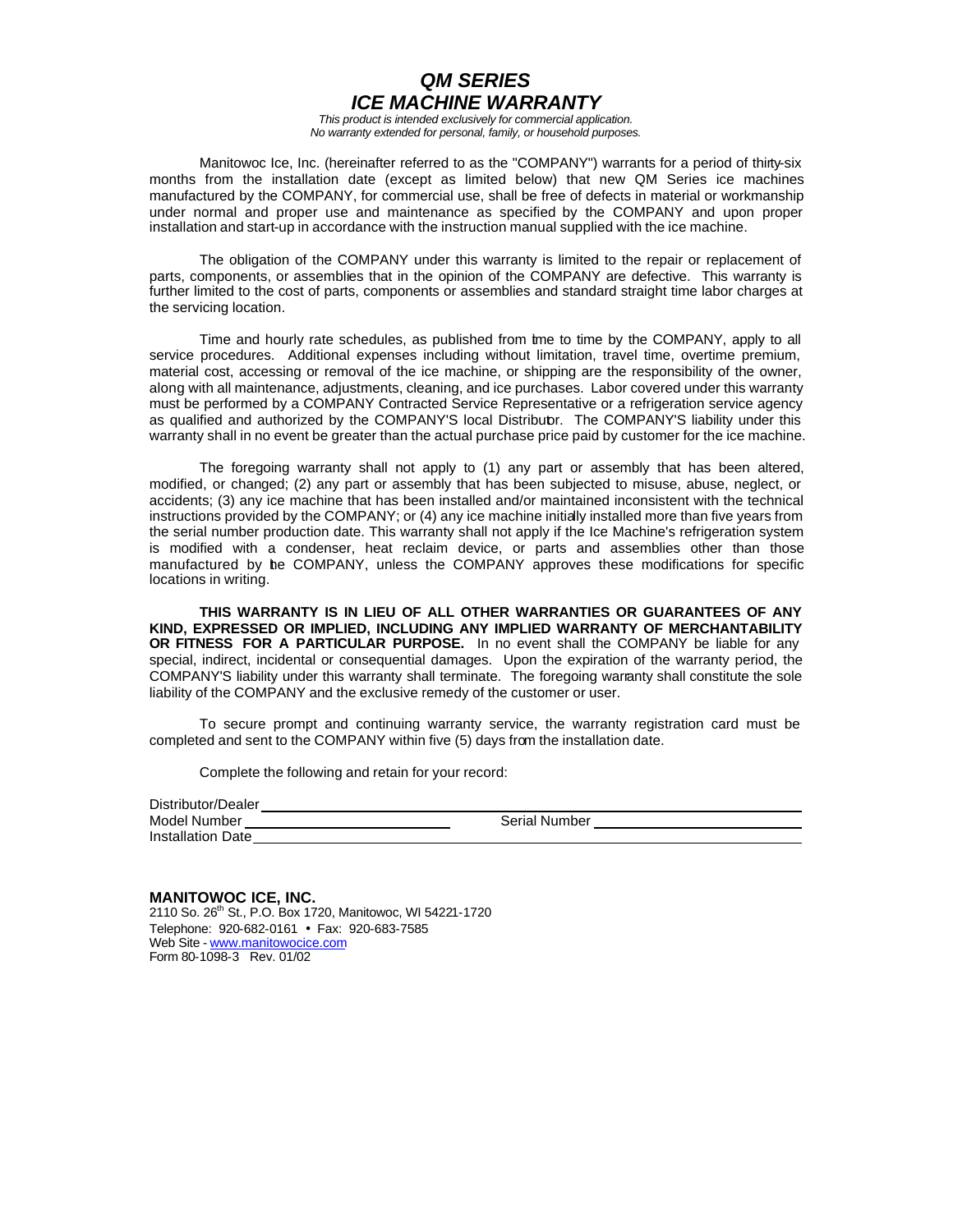# *QM SERIES*
# *ICE MACHINE WARRANTY*

*This product is intended exclusively for commercial application.*
*No warranty extended for personal, family, or household purposes.*

Manitowoc Ice, Inc. (hereinafter referred to as the "COMPANY") warrants for a period of thirty-six months from the installation date (except as limited below) that new QM Series ice machines manufactured by the COMPANY, for commercial use, shall be free of defects in material or workmanship under normal and proper use and maintenance as specified by the COMPANY and upon proper installation and start-up in accordance with the instruction manual supplied with the ice machine.

The obligation of the COMPANY under this warranty is limited to the repair or replacement of parts, components, or assemblies that in the opinion of the COMPANY are defective. This warranty is further limited to the cost of parts, components or assemblies and standard straight time labor charges at the servicing location.

Time and hourly rate schedules, as published from time to time by the COMPANY, apply to all service procedures. Additional expenses including without limitation, travel time, overtime premium, material cost, accessing or removal of the ice machine, or shipping are the responsibility of the owner, along with all maintenance, adjustments, cleaning, and ice purchases. Labor covered under this warranty must be performed by a COMPANY Contracted Service Representative or a refrigeration service agency as qualified and authorized by the COMPANY'S local Distributor. The COMPANY'S liability under this warranty shall in no event be greater than the actual purchase price paid by customer for the ice machine.

The foregoing warranty shall not apply to (1) any part or assembly that has been altered, modified, or changed; (2) any part or assembly that has been subjected to misuse, abuse, neglect, or accidents; (3) any ice machine that has been installed and/or maintained inconsistent with the technical instructions provided by the COMPANY; or (4) any ice machine initially installed more than five years from the serial number production date. This warranty shall not apply if the Ice Machine's refrigeration system is modified with a condenser, heat reclaim device, or parts and assemblies other than those manufactured by the COMPANY, unless the COMPANY approves these modifications for specific locations in writing.

**THIS WARRANTY IS IN LIEU OF ALL OTHER WARRANTIES OR GUARANTEES OF ANY KIND, EXPRESSED OR IMPLIED, INCLUDING ANY IMPLIED WARRANTY OF MERCHANTABILITY OR FITNESS FOR A PARTICULAR PURPOSE.** In no event shall the COMPANY be liable for any special, indirect, incidental or consequential damages. Upon the expiration of the warranty period, the COMPANY'S liability under this warranty shall terminate. The foregoing warranty shall constitute the sole liability of the COMPANY and the exclusive remedy of the customer or user.

To secure prompt and continuing warranty service, the warranty registration card must be completed and sent to the COMPANY within five (5) days from the installation date.

Complete the following and retain for your record:

Distributor/Dealer ______________________________

Model Number ______________________ Serial Number ______________________

Installation Date ______________________________

**MANITOWOC ICE, INC.**
2110 So. 26th St., P.O. Box 1720, Manitowoc, WI 54221-1720
Telephone: 920-682-0161 • Fax: 920-683-7585
Web Site - www.manitowocice.com
Form 80-1098-3 Rev. 01/02